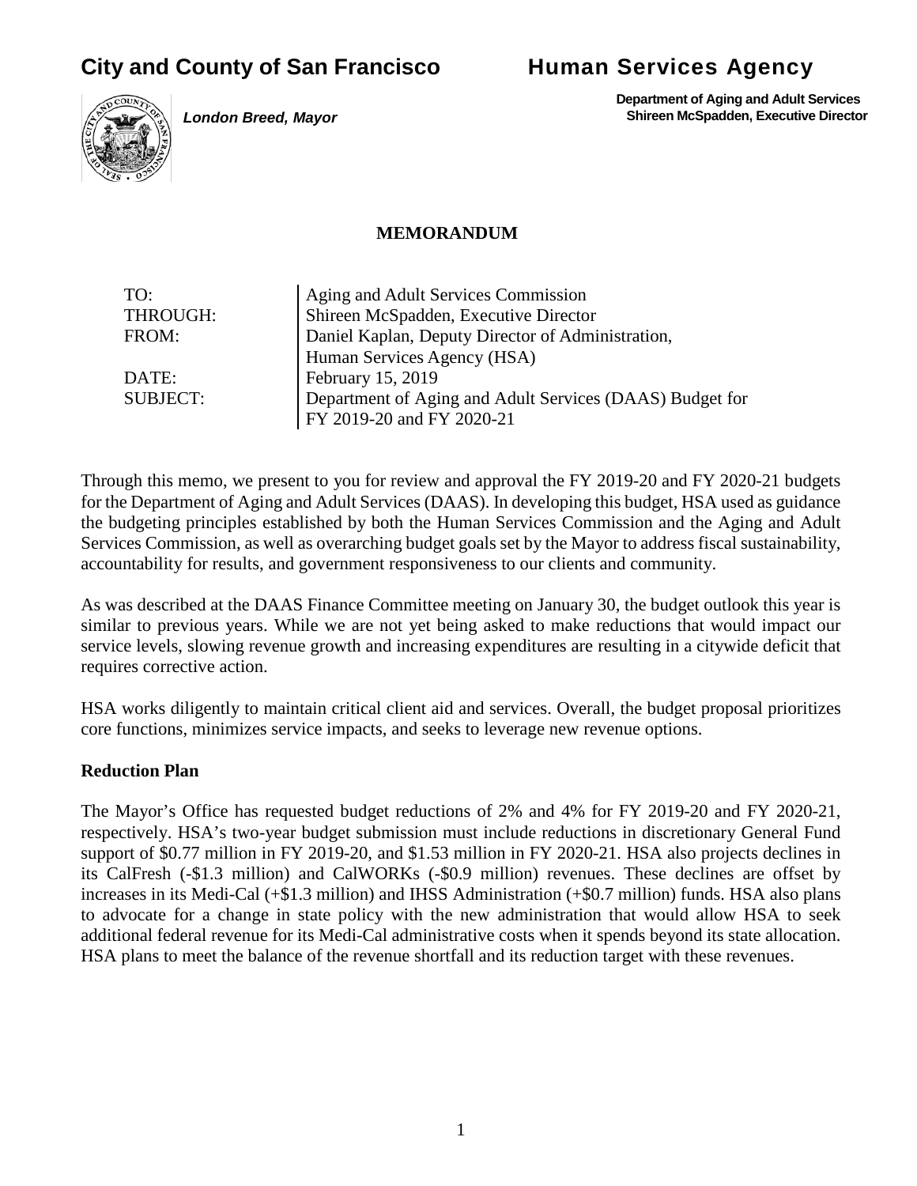**City and County of San Francisco** **Human Services Agency**

***London Breed, Mayor***

**Department of Aging and Adult Services**
**Shireen McSpadden, Executive Director**

**MEMORANDUM**

| | |
|---|---|
| TO: | Aging and Adult Services Commission |
| THROUGH: | Shireen McSpadden, Executive Director |
| FROM: | Daniel Kaplan, Deputy Director of Administration, Human Services Agency (HSA) |
| DATE: | February 15, 2019 |
| SUBJECT: | Department of Aging and Adult Services (DAAS) Budget for FY 2019-20 and FY 2020-21 |

Through this memo, we present to you for review and approval the FY 2019-20 and FY 2020-21 budgets for the Department of Aging and Adult Services (DAAS). In developing this budget, HSA used as guidance the budgeting principles established by both the Human Services Commission and the Aging and Adult Services Commission, as well as overarching budget goals set by the Mayor to address fiscal sustainability, accountability for results, and government responsiveness to our clients and community.

As was described at the DAAS Finance Committee meeting on January 30, the budget outlook this year is similar to previous years. While we are not yet being asked to make reductions that would impact our service levels, slowing revenue growth and increasing expenditures are resulting in a citywide deficit that requires corrective action.

HSA works diligently to maintain critical client aid and services. Overall, the budget proposal prioritizes core functions, minimizes service impacts, and seeks to leverage new revenue options.

**Reduction Plan**

The Mayor's Office has requested budget reductions of 2% and 4% for FY 2019-20 and FY 2020-21, respectively. HSA's two-year budget submission must include reductions in discretionary General Fund support of $0.77 million in FY 2019-20, and $1.53 million in FY 2020-21. HSA also projects declines in its CalFresh (-$1.3 million) and CalWORKs (-$0.9 million) revenues. These declines are offset by increases in its Medi-Cal (+$1.3 million) and IHSS Administration (+$0.7 million) funds. HSA also plans to advocate for a change in state policy with the new administration that would allow HSA to seek additional federal revenue for its Medi-Cal administrative costs when it spends beyond its state allocation. HSA plans to meet the balance of the revenue shortfall and its reduction target with these revenues.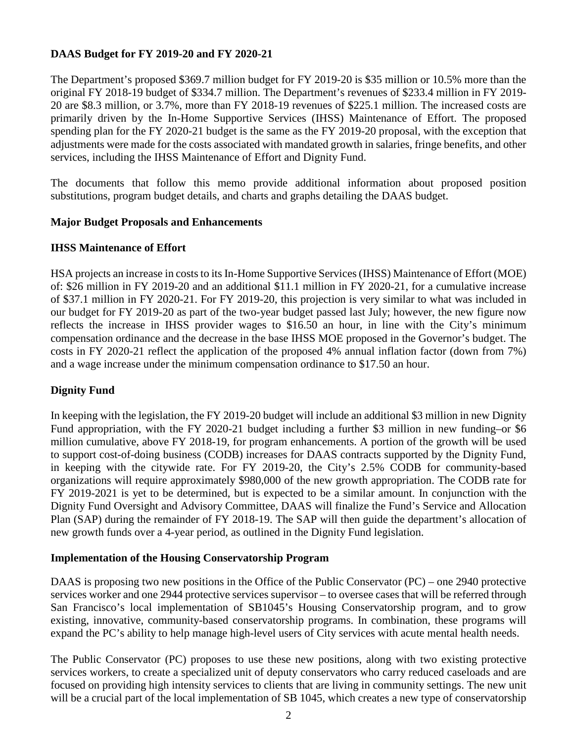**DAAS Budget for FY 2019-20 and FY 2020-21**

The Department's proposed $369.7 million budget for FY 2019-20 is $35 million or 10.5% more than the original FY 2018-19 budget of $334.7 million. The Department's revenues of $233.4 million in FY 2019-20 are $8.3 million, or 3.7%, more than FY 2018-19 revenues of $225.1 million. The increased costs are primarily driven by the In-Home Supportive Services (IHSS) Maintenance of Effort. The proposed spending plan for the FY 2020-21 budget is the same as the FY 2019-20 proposal, with the exception that adjustments were made for the costs associated with mandated growth in salaries, fringe benefits, and other services, including the IHSS Maintenance of Effort and Dignity Fund.

The documents that follow this memo provide additional information about proposed position substitutions, program budget details, and charts and graphs detailing the DAAS budget.

**Major Budget Proposals and Enhancements**

**IHSS Maintenance of Effort**

HSA projects an increase in costs to its In-Home Supportive Services (IHSS) Maintenance of Effort (MOE) of: $26 million in FY 2019-20 and an additional $11.1 million in FY 2020-21, for a cumulative increase of $37.1 million in FY 2020-21. For FY 2019-20, this projection is very similar to what was included in our budget for FY 2019-20 as part of the two-year budget passed last July; however, the new figure now reflects the increase in IHSS provider wages to $16.50 an hour, in line with the City's minimum compensation ordinance and the decrease in the base IHSS MOE proposed in the Governor's budget. The costs in FY 2020-21 reflect the application of the proposed 4% annual inflation factor (down from 7%) and a wage increase under the minimum compensation ordinance to $17.50 an hour.

**Dignity Fund**

In keeping with the legislation, the FY 2019-20 budget will include an additional $3 million in new Dignity Fund appropriation, with the FY 2020-21 budget including a further $3 million in new funding–or $6 million cumulative, above FY 2018-19, for program enhancements. A portion of the growth will be used to support cost-of-doing business (CODB) increases for DAAS contracts supported by the Dignity Fund, in keeping with the citywide rate. For FY 2019-20, the City's 2.5% CODB for community-based organizations will require approximately $980,000 of the new growth appropriation. The CODB rate for FY 2019-2021 is yet to be determined, but is expected to be a similar amount. In conjunction with the Dignity Fund Oversight and Advisory Committee, DAAS will finalize the Fund's Service and Allocation Plan (SAP) during the remainder of FY 2018-19. The SAP will then guide the department's allocation of new growth funds over a 4-year period, as outlined in the Dignity Fund legislation.

**Implementation of the Housing Conservatorship Program**

DAAS is proposing two new positions in the Office of the Public Conservator (PC) – one 2940 protective services worker and one 2944 protective services supervisor – to oversee cases that will be referred through San Francisco's local implementation of SB1045's Housing Conservatorship program, and to grow existing, innovative, community-based conservatorship programs. In combination, these programs will expand the PC's ability to help manage high-level users of City services with acute mental health needs.

The Public Conservator (PC) proposes to use these new positions, along with two existing protective services workers, to create a specialized unit of deputy conservators who carry reduced caseloads and are focused on providing high intensity services to clients that are living in community settings. The new unit will be a crucial part of the local implementation of SB 1045, which creates a new type of conservatorship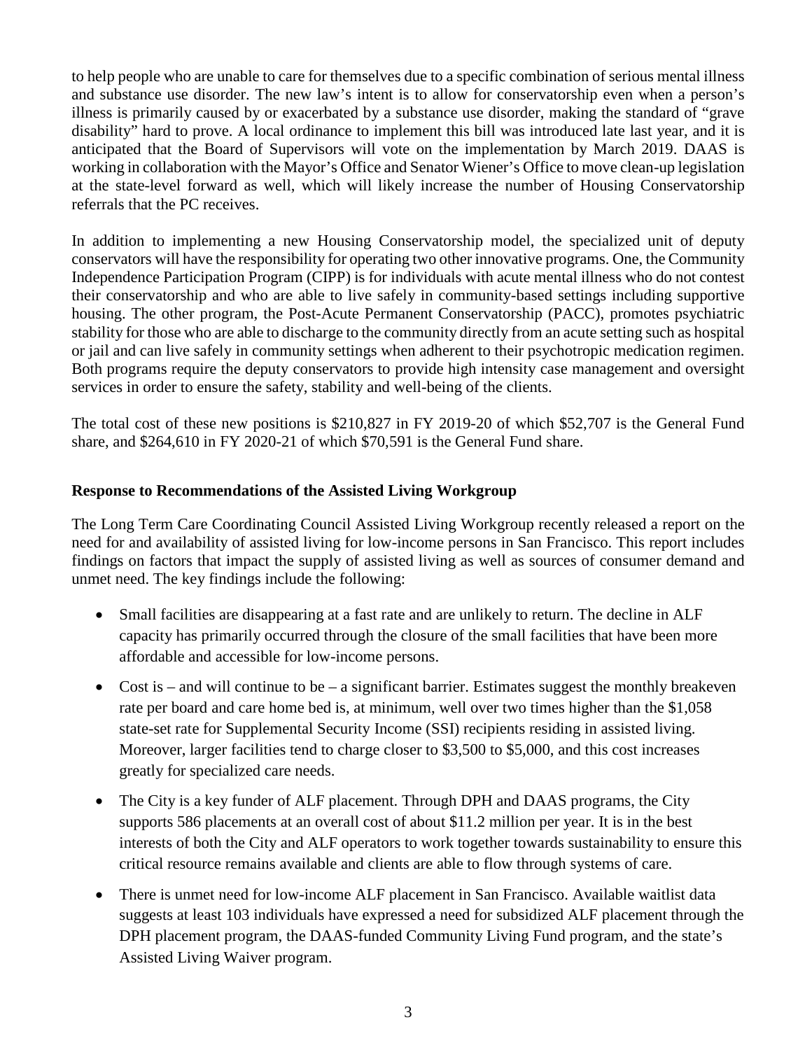to help people who are unable to care for themselves due to a specific combination of serious mental illness and substance use disorder. The new law's intent is to allow for conservatorship even when a person's illness is primarily caused by or exacerbated by a substance use disorder, making the standard of "grave disability" hard to prove. A local ordinance to implement this bill was introduced late last year, and it is anticipated that the Board of Supervisors will vote on the implementation by March 2019. DAAS is working in collaboration with the Mayor's Office and Senator Wiener's Office to move clean-up legislation at the state-level forward as well, which will likely increase the number of Housing Conservatorship referrals that the PC receives.

In addition to implementing a new Housing Conservatorship model, the specialized unit of deputy conservators will have the responsibility for operating two other innovative programs. One, the Community Independence Participation Program (CIPP) is for individuals with acute mental illness who do not contest their conservatorship and who are able to live safely in community-based settings including supportive housing. The other program, the Post-Acute Permanent Conservatorship (PACC), promotes psychiatric stability for those who are able to discharge to the community directly from an acute setting such as hospital or jail and can live safely in community settings when adherent to their psychotropic medication regimen. Both programs require the deputy conservators to provide high intensity case management and oversight services in order to ensure the safety, stability and well-being of the clients.

The total cost of these new positions is $210,827 in FY 2019-20 of which $52,707 is the General Fund share, and $264,610 in FY 2020-21 of which $70,591 is the General Fund share.

**Response to Recommendations of the Assisted Living Workgroup**

The Long Term Care Coordinating Council Assisted Living Workgroup recently released a report on the need for and availability of assisted living for low-income persons in San Francisco. This report includes findings on factors that impact the supply of assisted living as well as sources of consumer demand and unmet need. The key findings include the following:

- Small facilities are disappearing at a fast rate and are unlikely to return. The decline in ALF capacity has primarily occurred through the closure of the small facilities that have been more affordable and accessible for low-income persons.
- Cost is – and will continue to be – a significant barrier. Estimates suggest the monthly breakeven rate per board and care home bed is, at minimum, well over two times higher than the $1,058 state-set rate for Supplemental Security Income (SSI) recipients residing in assisted living. Moreover, larger facilities tend to charge closer to $3,500 to $5,000, and this cost increases greatly for specialized care needs.
- The City is a key funder of ALF placement. Through DPH and DAAS programs, the City supports 586 placements at an overall cost of about $11.2 million per year. It is in the best interests of both the City and ALF operators to work together towards sustainability to ensure this critical resource remains available and clients are able to flow through systems of care.
- There is unmet need for low-income ALF placement in San Francisco. Available waitlist data suggests at least 103 individuals have expressed a need for subsidized ALF placement through the DPH placement program, the DAAS-funded Community Living Fund program, and the state's Assisted Living Waiver program.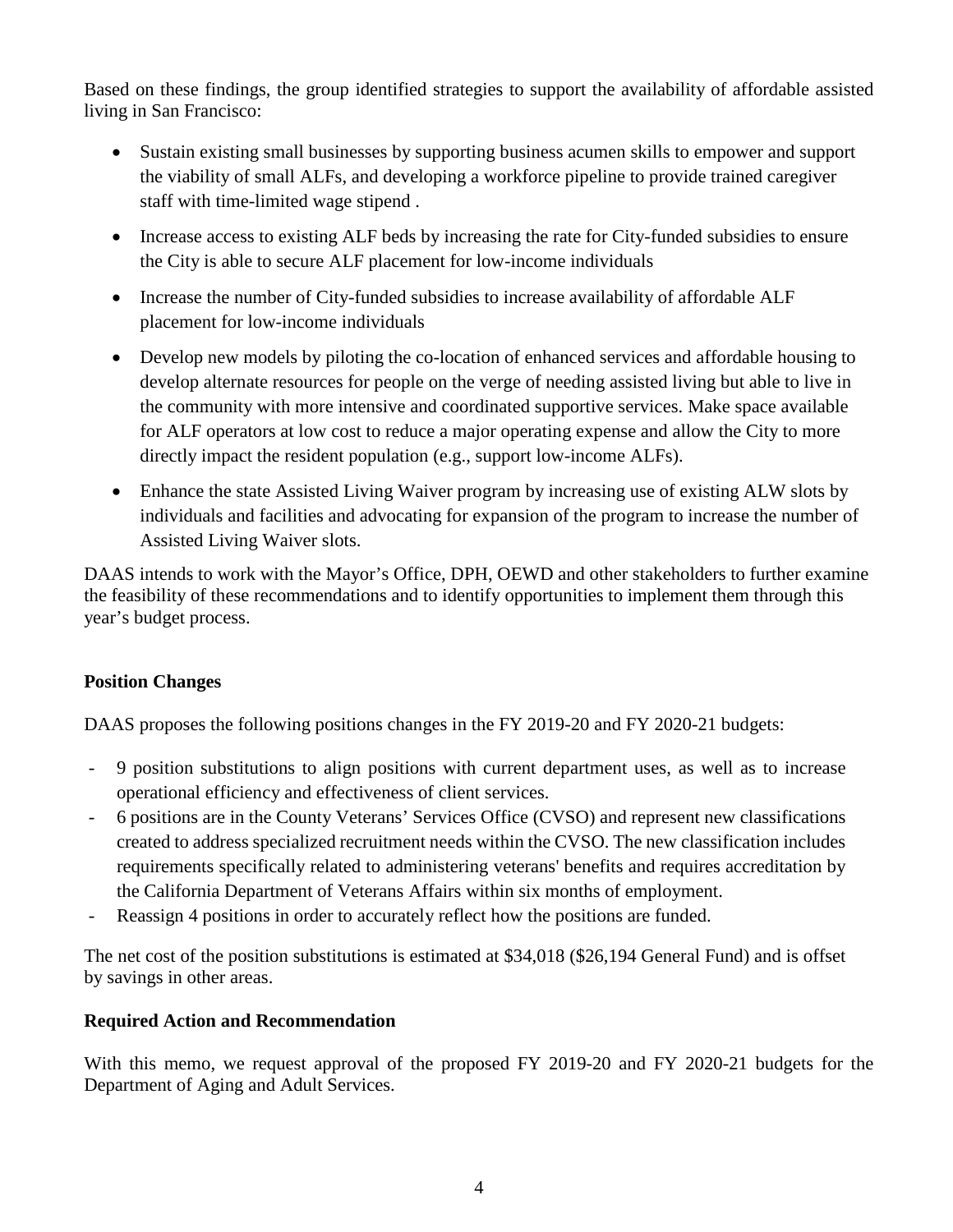Based on these findings, the group identified strategies to support the availability of affordable assisted living in San Francisco:

- Sustain existing small businesses by supporting business acumen skills to empower and support the viability of small ALFs, and developing a workforce pipeline to provide trained caregiver staff with time-limited wage stipend .
- Increase access to existing ALF beds by increasing the rate for City-funded subsidies to ensure the City is able to secure ALF placement for low-income individuals
- Increase the number of City-funded subsidies to increase availability of affordable ALF placement for low-income individuals
- Develop new models by piloting the co-location of enhanced services and affordable housing to develop alternate resources for people on the verge of needing assisted living but able to live in the community with more intensive and coordinated supportive services. Make space available for ALF operators at low cost to reduce a major operating expense and allow the City to more directly impact the resident population (e.g., support low-income ALFs).
- Enhance the state Assisted Living Waiver program by increasing use of existing ALW slots by individuals and facilities and advocating for expansion of the program to increase the number of Assisted Living Waiver slots.

DAAS intends to work with the Mayor's Office, DPH, OEWD and other stakeholders to further examine the feasibility of these recommendations and to identify opportunities to implement them through this year's budget process.

**Position Changes**

DAAS proposes the following positions changes in the FY 2019-20 and FY 2020-21 budgets:

- 9 position substitutions to align positions with current department uses, as well as to increase operational efficiency and effectiveness of client services.
- 6 positions are in the County Veterans' Services Office (CVSO) and represent new classifications created to address specialized recruitment needs within the CVSO. The new classification includes requirements specifically related to administering veterans' benefits and requires accreditation by the California Department of Veterans Affairs within six months of employment.
- Reassign 4 positions in order to accurately reflect how the positions are funded.

The net cost of the position substitutions is estimated at $34,018 ($26,194 General Fund) and is offset by savings in other areas.

**Required Action and Recommendation**

With this memo, we request approval of the proposed FY 2019-20 and FY 2020-21 budgets for the Department of Aging and Adult Services.